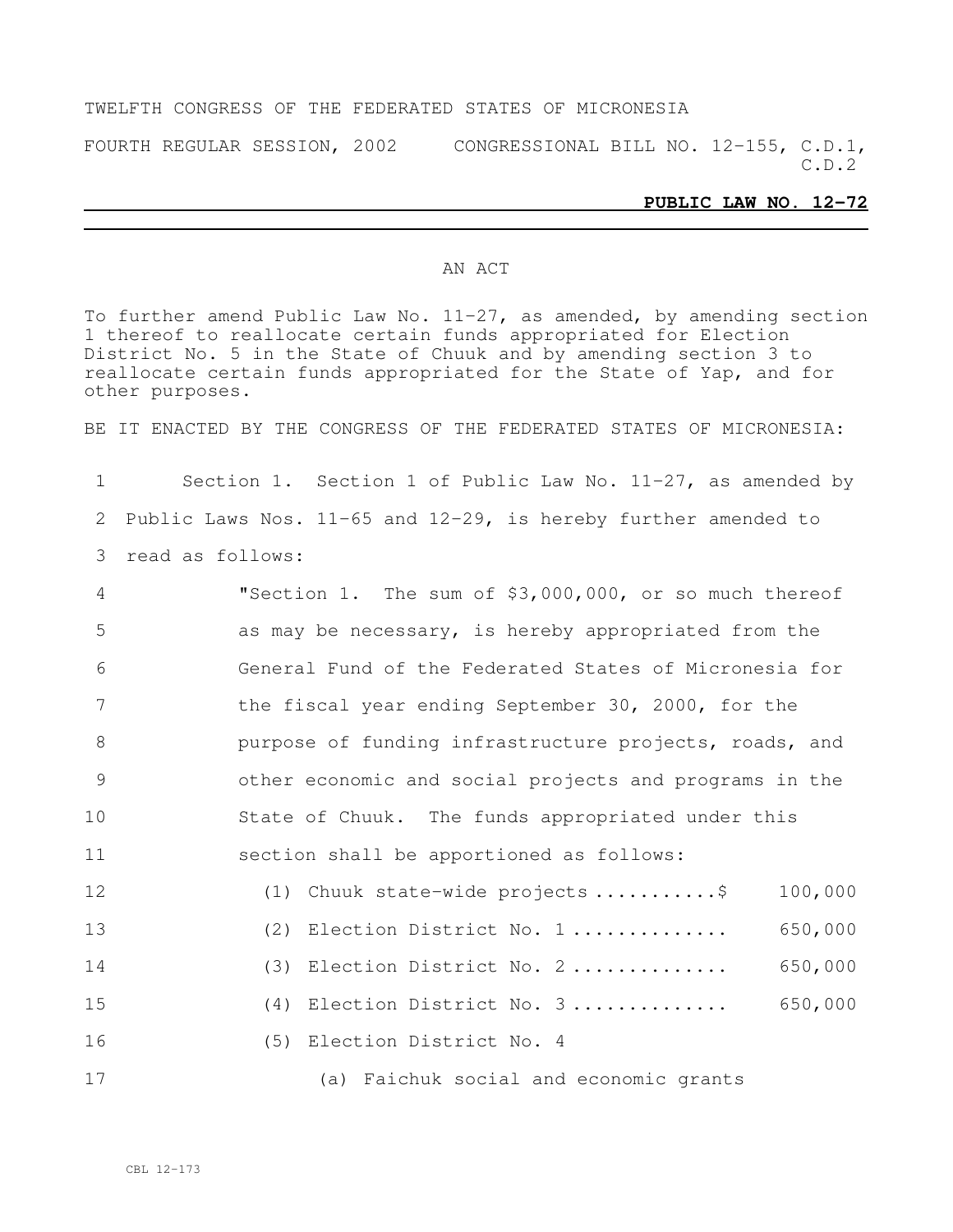TWELFTH CONGRESS OF THE FEDERATED STATES OF MICRONESIA

FOURTH REGULAR SESSION, 2002 CONGRESSIONAL BILL NO. 12-155, C.D.1, C.D.2

**PUBLIC LAW NO. 12-72**

AN ACT

To further amend Public Law No. 11-27, as amended, by amending section 1 thereof to reallocate certain funds appropriated for Election District No. 5 in the State of Chuuk and by amending section 3 to reallocate certain funds appropriated for the State of Yap, and for other purposes.

BE IT ENACTED BY THE CONGRESS OF THE FEDERATED STATES OF MICRONESIA:

Section 1. Section 1 of Public Law No. 11-27, as amended by Public Laws Nos. 11-65 and 12-29, is hereby further amended to read as follows:

"Section 1. The sum of $3,000,000, or so much thereof as may be necessary, is hereby appropriated from the General Fund of the Federated States of Micronesia for the fiscal year ending September 30, 2000, for the purpose of funding infrastructure projects, roads, and other economic and social projects and programs in the State of Chuuk. The funds appropriated under this section shall be apportioned as follows:

(1) Chuuk state-wide projects ..........$ 100,000

(2) Election District No. 1 ............. 650,000

(3) Election District No. 2 ............. 650,000

(4) Election District No. 3 ............. 650,000

(5) Election District No. 4

(a) Faichuk social and economic grants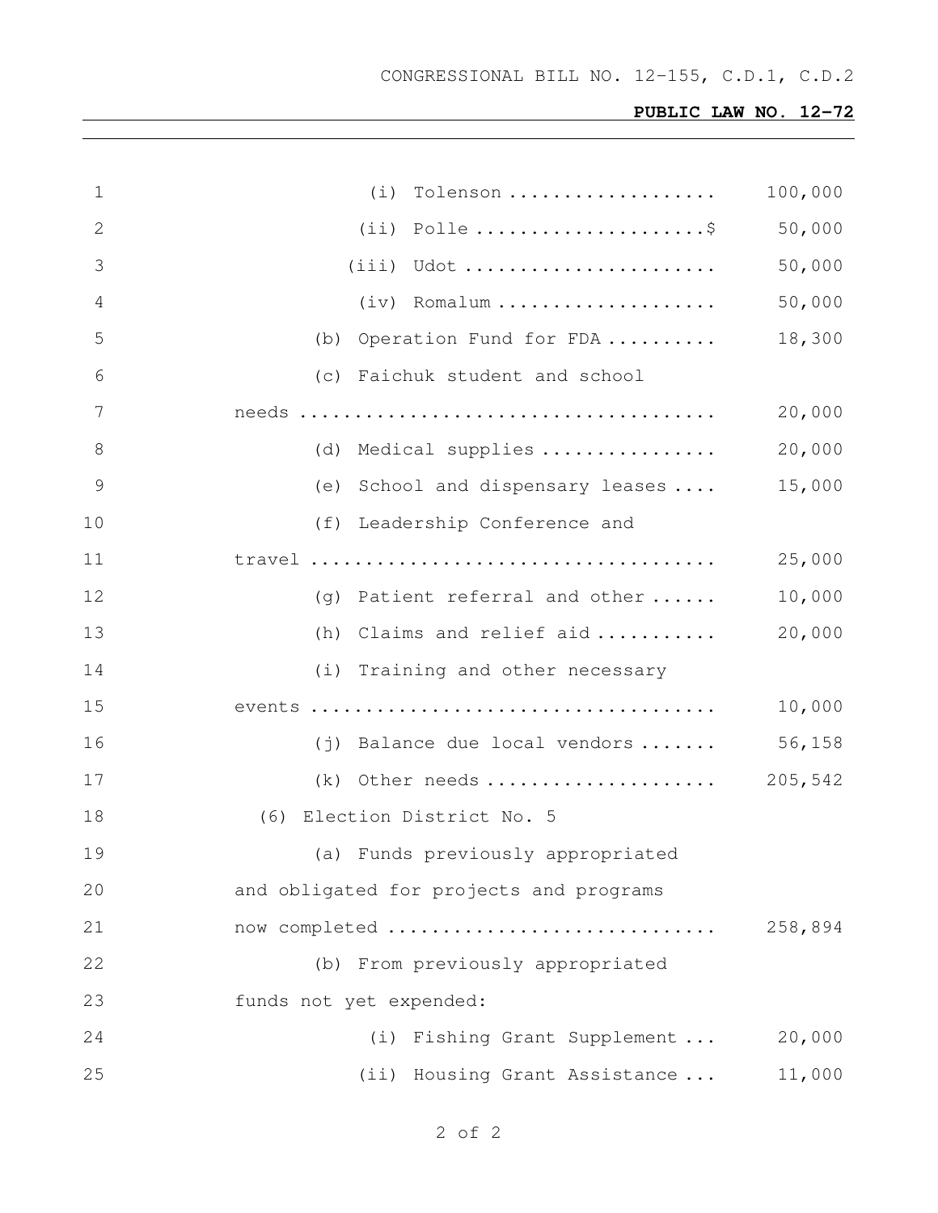(i) Tolenson .................. 100,000

(ii) Polle ....................$ 50,000

(iii) Udot ...................... 50,000

(iv) Romalum ................... 50,000

(b) Operation Fund for FDA .......... 18,300

(c) Faichuk student and school needs ..................................... 20,000

(d) Medical supplies ................ 20,000

(e) School and dispensary leases .... 15,000

(f) Leadership Conference and travel .................................... 25,000

(g) Patient referral and other ...... 10,000

(h) Claims and relief aid ........... 20,000

(i) Training and other necessary events .................................... 10,000

(j) Balance due local vendors ....... 56,158

(k) Other needs ..................... 205,542

(6) Election District No. 5

(a) Funds previously appropriated and obligated for projects and programs now completed ............................. 258,894

(b) From previously appropriated funds not yet expended:

(i) Fishing Grant Supplement ... 20,000

(ii) Housing Grant Assistance ... 11,000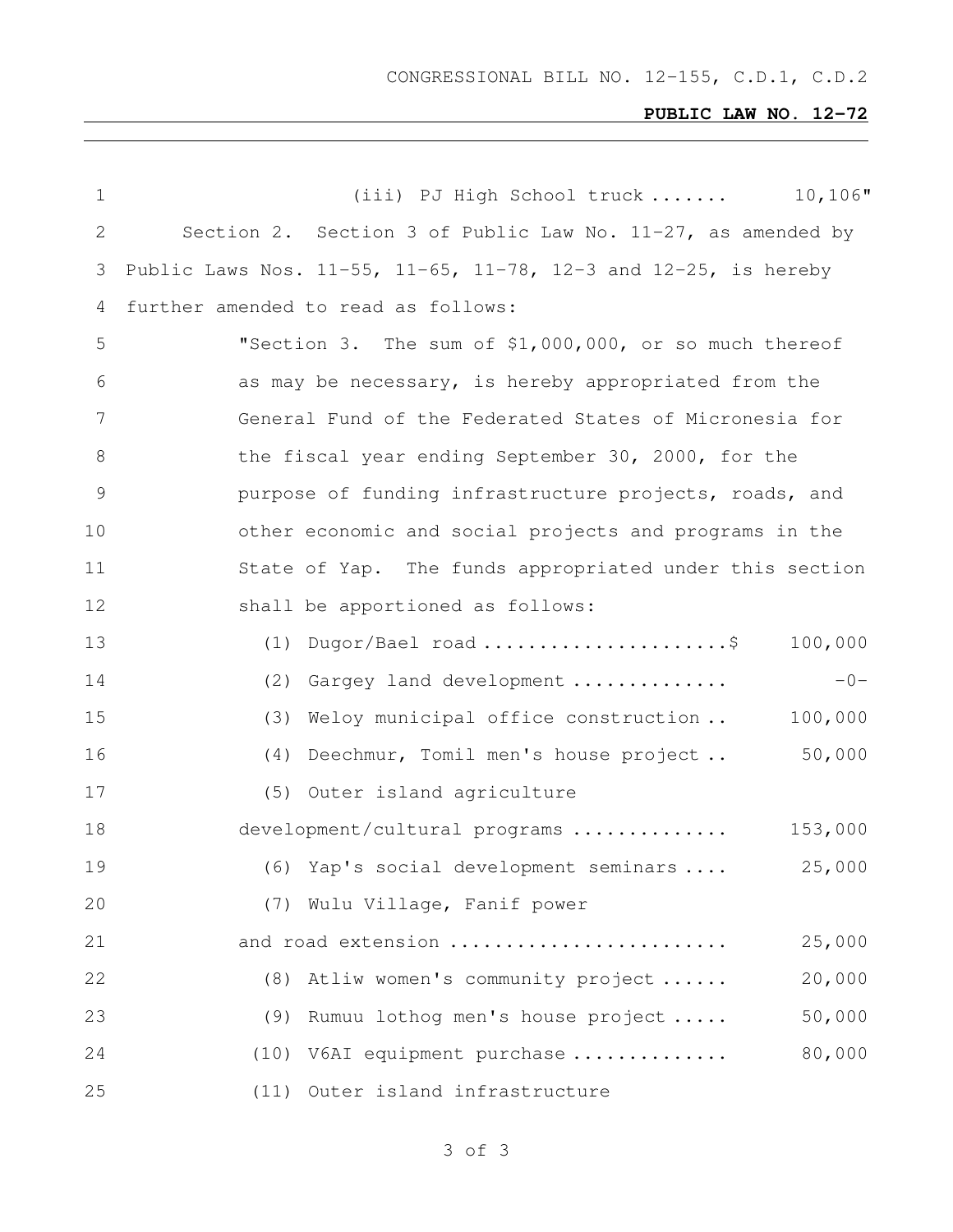(iii) PJ High School truck ....... 10,106"

Section 2. Section 3 of Public Law No. 11-27, as amended by Public Laws Nos. 11-55, 11-65, 11-78, 12-3 and 12-25, is hereby further amended to read as follows:

"Section 3. The sum of $1,000,000, or so much thereof as may be necessary, is hereby appropriated from the General Fund of the Federated States of Micronesia for the fiscal year ending September 30, 2000, for the purpose of funding infrastructure projects, roads, and other economic and social projects and programs in the State of Yap. The funds appropriated under this section shall be apportioned as follows:

| | |
|---|---|
| (1) Dugor/Bael road ......................$ | 100,000 |
| (2) Gargey land development ............. | -0- |
| (3) Weloy municipal office construction .. | 100,000 |
| (4) Deechmur, Tomil men's house project .. | 50,000 |
| (5) Outer island agriculture development/cultural programs ............. | 153,000 |
| (6) Yap's social development seminars .... | 25,000 |
| (7) Wulu Village, Fanif power and road extension ........................ | 25,000 |
| (8) Atliw women's community project ...... | 20,000 |
| (9) Rumuu lothog men's house project ..... | 50,000 |
| (10) V6AI equipment purchase ............. | 80,000 |
| (11) Outer island infrastructure | |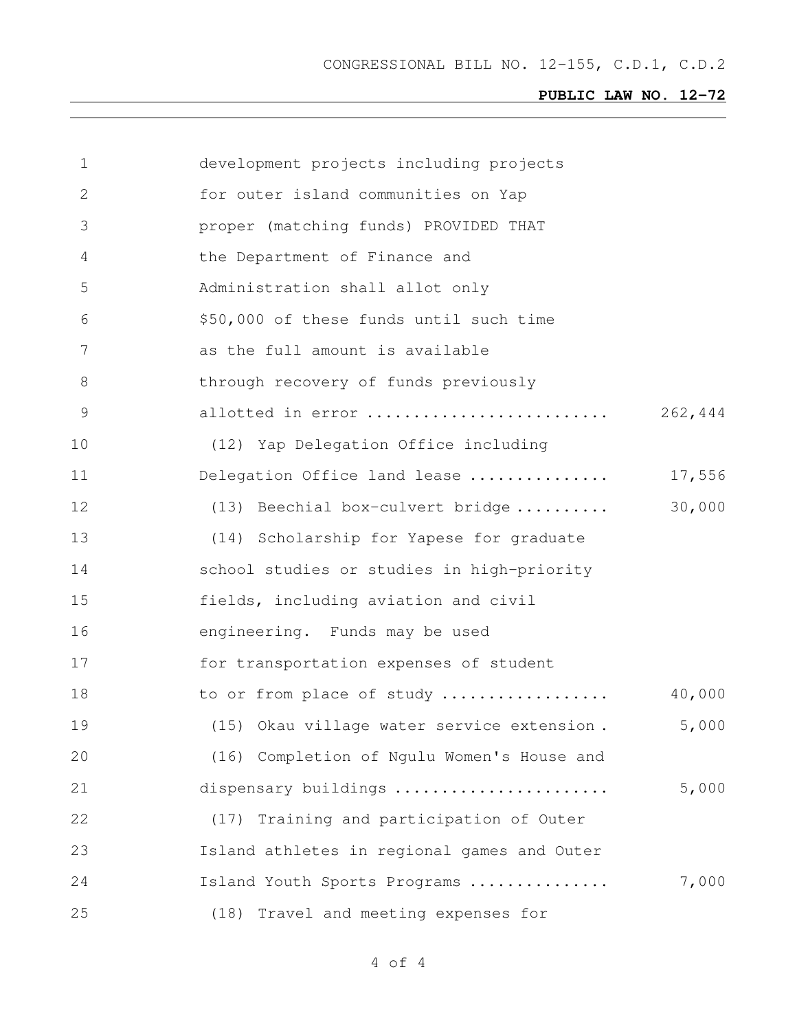development projects including projects for outer island communities on Yap proper (matching funds) PROVIDED THAT the Department of Finance and Administration shall allot only $50,000 of these funds until such time as the full amount is available through recovery of funds previously allotted in error .......................... 262,444

(12) Yap Delegation Office including Delegation Office land lease ............... 17,556

(13) Beechial box-culvert bridge .......... 30,000

(14) Scholarship for Yapese for graduate school studies or studies in high-priority fields, including aviation and civil engineering. Funds may be used for transportation expenses of student to or from place of study .................. 40,000

(15) Okau village water service extension . 5,000

(16) Completion of Ngulu Women's House and dispensary buildings ....................... 5,000

(17) Training and participation of Outer Island athletes in regional games and Outer Island Youth Sports Programs ............... 7,000

(18) Travel and meeting expenses for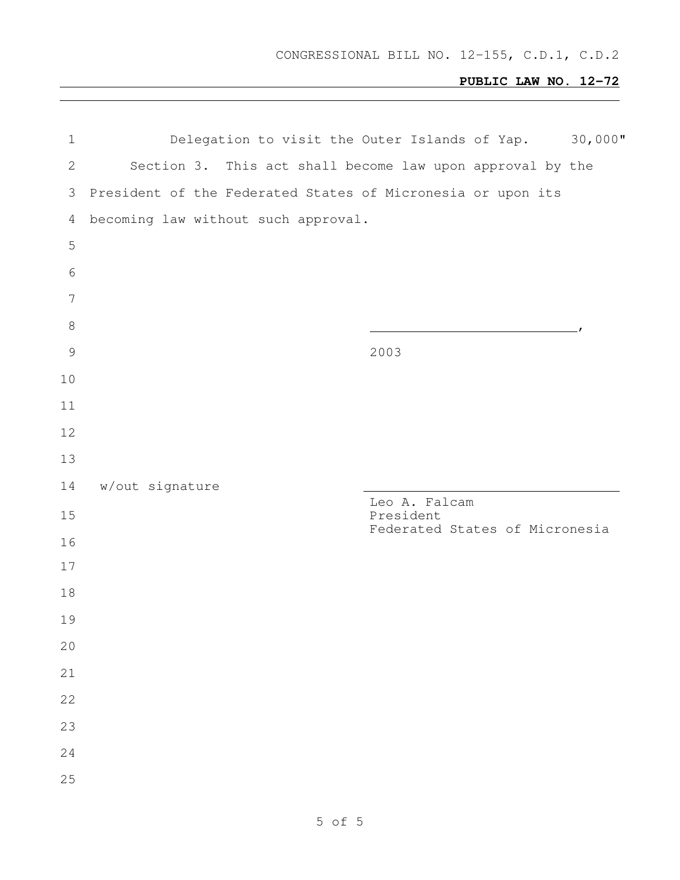CONGRESSIONAL BILL NO. 12-155, C.D.1, C.D.2

**PUBLIC LAW NO. 12-72**

Delegation to visit the Outer Islands of Yap. 30,000"

Section 3. This act shall become law upon approval by the President of the Federated States of Micronesia or upon its becoming law without such approval.

______________________________,
2003

w/out signature

______________________________
Leo A. Falcam
President
Federated States of Micronesia